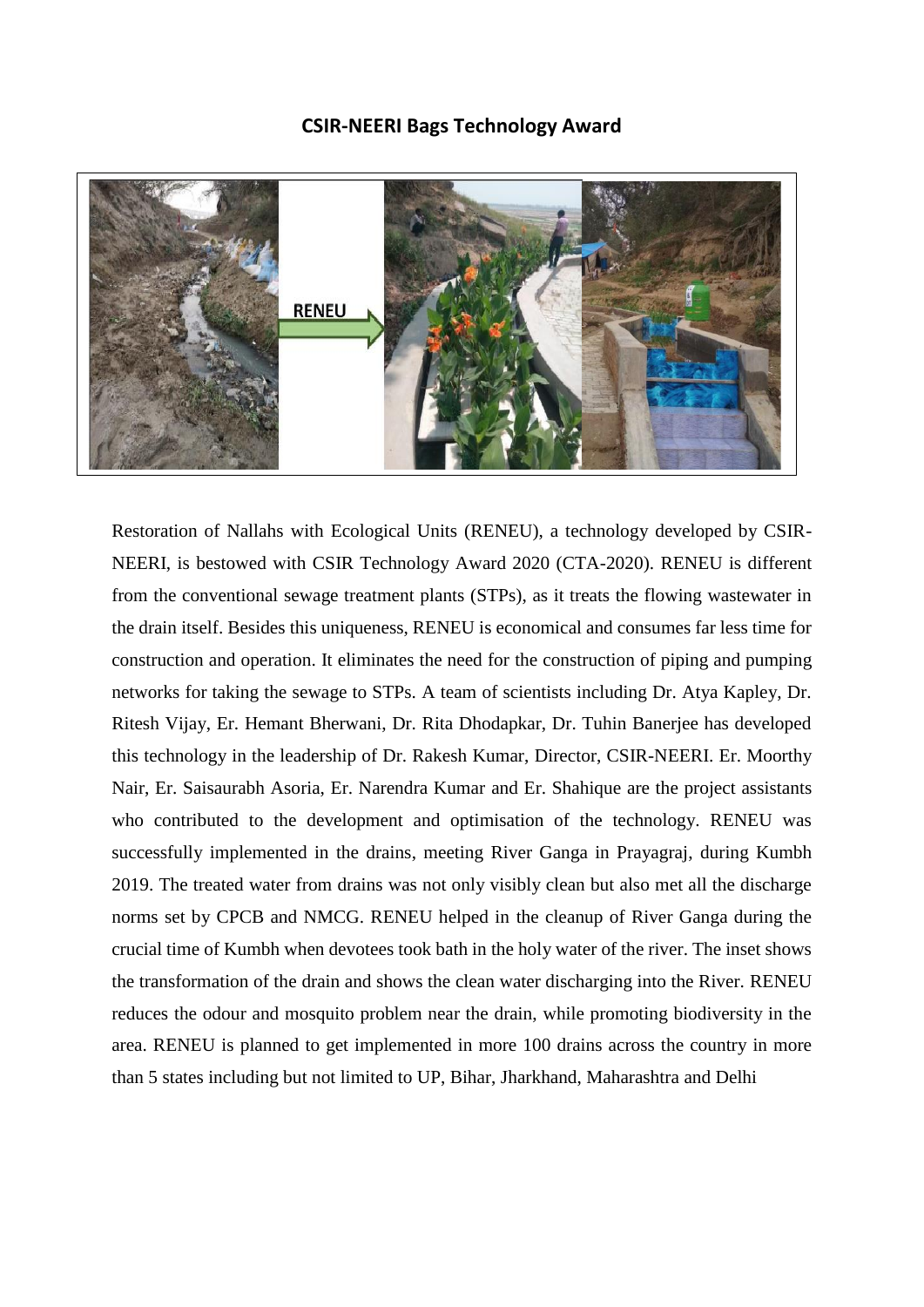# CSIR-NEERI Bags Technology Award

Restoration of Nallahs with Ecological Units (RENEU), a technology developed by CSIR-NEERI, is bestowed with CSIR Technology Award 2020 (CTA-2020). RENEU is different from the conventional sewage treatment plants (STPs), as it treats the flowing wastewater in the drain itself. Besides this uniqueness, RENEU is economical and consumes far less time for construction and operation. It eliminates the need for the construction of piping and pumping networks for taking the sewage to STPs. A team of scientists including Dr. Atya Kapley, Dr. Ritesh Vijay, Er. Hemant Bherwani, Dr. Rita Dhodapkar, Dr. Tuhin Banerjee has developed this technology in the leadership of Dr. Rakesh Kumar, Director, CSIR-NEERI. Er. Moorthy Nair, Er. Saisaurabh Asoria, Er. Narendra Kumar and Er. Shahique are the project assistants who contributed to the development and optimisation of the technology. RENEU was successfully implemented in the drains, meeting River Ganga in Prayagraj, during Kumbh 2019. The treated water from drains was not only visibly clean but also met all the discharge norms set by CPCB and NMCG. RENEU helped in the cleanup of River Ganga during the crucial time of Kumbh when devotees took bath in the holy water of the river. The inset shows the transformation of the drain and shows the clean water discharging into the River. RENEU reduces the odour and mosquito problem near the drain, while promoting biodiversity in the area. RENEU is planned to get implemented in more 100 drains across the country in more than 5 states including but not limited to UP, Bihar, Jharkhand, Maharashtra and Delhi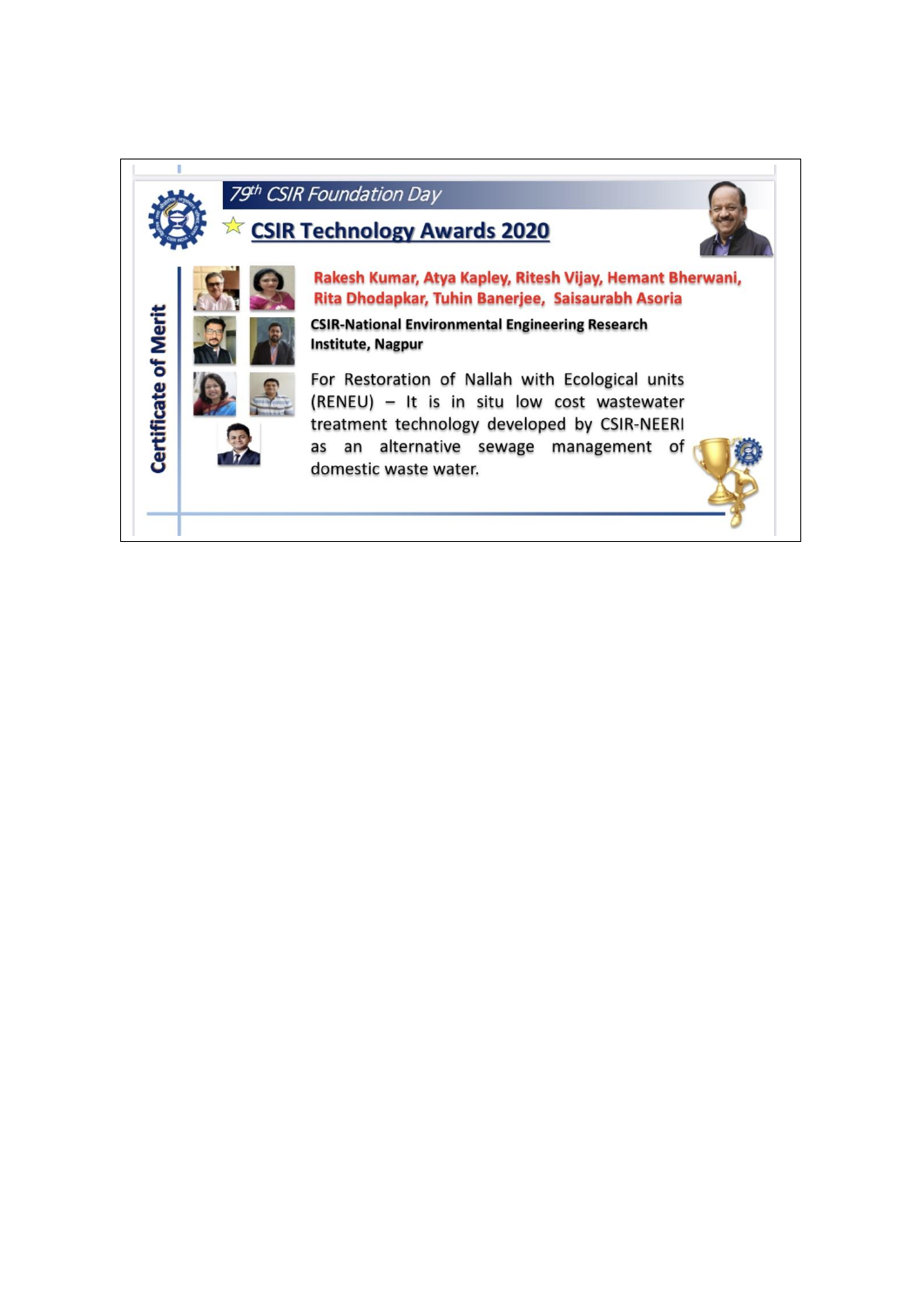79th CSIR Foundation Day

## CSIR Technology Awards 2020

Certificate of Merit

**Rakesh Kumar, Atya Kapley, Ritesh Vijay, Hemant Bherwani, Rita Dhodapkar, Tuhin Banerjee, Saisaurabh Asoria**

**CSIR-National Environmental Engineering Research Institute, Nagpur**

For Restoration of Nallah with Ecological units (RENEU) – It is in situ low cost wastewater treatment technology developed by CSIR-NEERI as an alternative sewage management of domestic waste water.